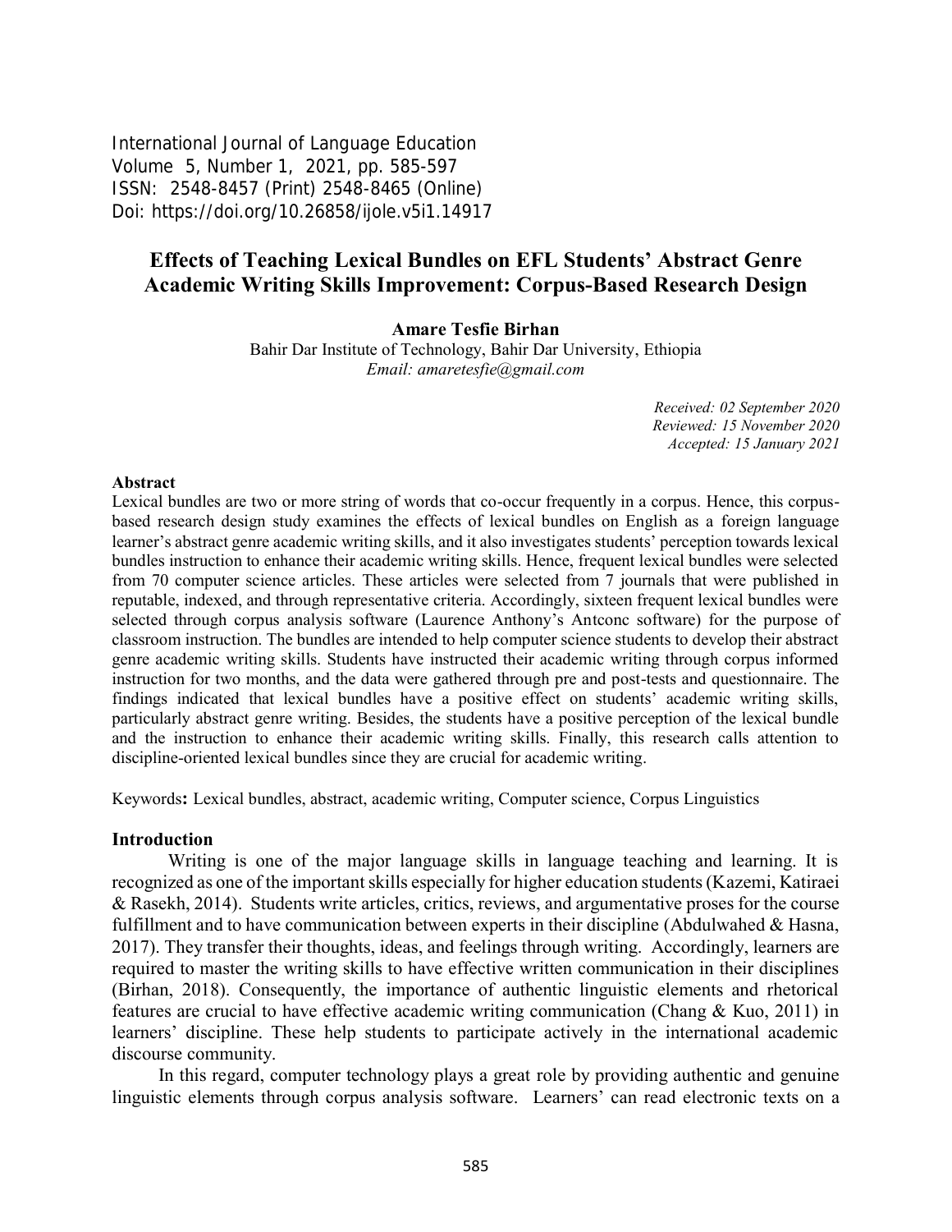# Effects of Teaching Lexical Bundles on EFL Students' Abstract Genre Academic Writing Skills Improvement: Corpus-Based Research Design

**Amare Tesfie Birhan**

Bahir Dar Institute of Technology, Bahir Dar University, Ethiopia
*Email: amaretesfie@gmail.com*

*Received: 02 September 2020*
*Reviewed: 15 November 2020*
*Accepted: 15 January 2021*

### Abstract

Lexical bundles are two or more string of words that co-occur frequently in a corpus. Hence, this corpus-based research design study examines the effects of lexical bundles on English as a foreign language learner's abstract genre academic writing skills, and it also investigates students' perception towards lexical bundles instruction to enhance their academic writing skills. Hence, frequent lexical bundles were selected from 70 computer science articles. These articles were selected from 7 journals that were published in reputable, indexed, and through representative criteria. Accordingly, sixteen frequent lexical bundles were selected through corpus analysis software (Laurence Anthony's Antconc software) for the purpose of classroom instruction. The bundles are intended to help computer science students to develop their abstract genre academic writing skills. Students have instructed their academic writing through corpus informed instruction for two months, and the data were gathered through pre and post-tests and questionnaire. The findings indicated that lexical bundles have a positive effect on students' academic writing skills, particularly abstract genre writing. Besides, the students have a positive perception of the lexical bundle and the instruction to enhance their academic writing skills. Finally, this research calls attention to discipline-oriented lexical bundles since they are crucial for academic writing.

Keywords**:** Lexical bundles, abstract, academic writing, Computer science, Corpus Linguistics

### Introduction

Writing is one of the major language skills in language teaching and learning. It is recognized as one of the important skills especially for higher education students (Kazemi, Katiraei & Rasekh, 2014). Students write articles, critics, reviews, and argumentative proses for the course fulfillment and to have communication between experts in their discipline (Abdulwahed & Hasna, 2017). They transfer their thoughts, ideas, and feelings through writing. Accordingly, learners are required to master the writing skills to have effective written communication in their disciplines (Birhan, 2018). Consequently, the importance of authentic linguistic elements and rhetorical features are crucial to have effective academic writing communication (Chang & Kuo, 2011) in learners' discipline. These help students to participate actively in the international academic discourse community.

In this regard, computer technology plays a great role by providing authentic and genuine linguistic elements through corpus analysis software. Learners' can read electronic texts on a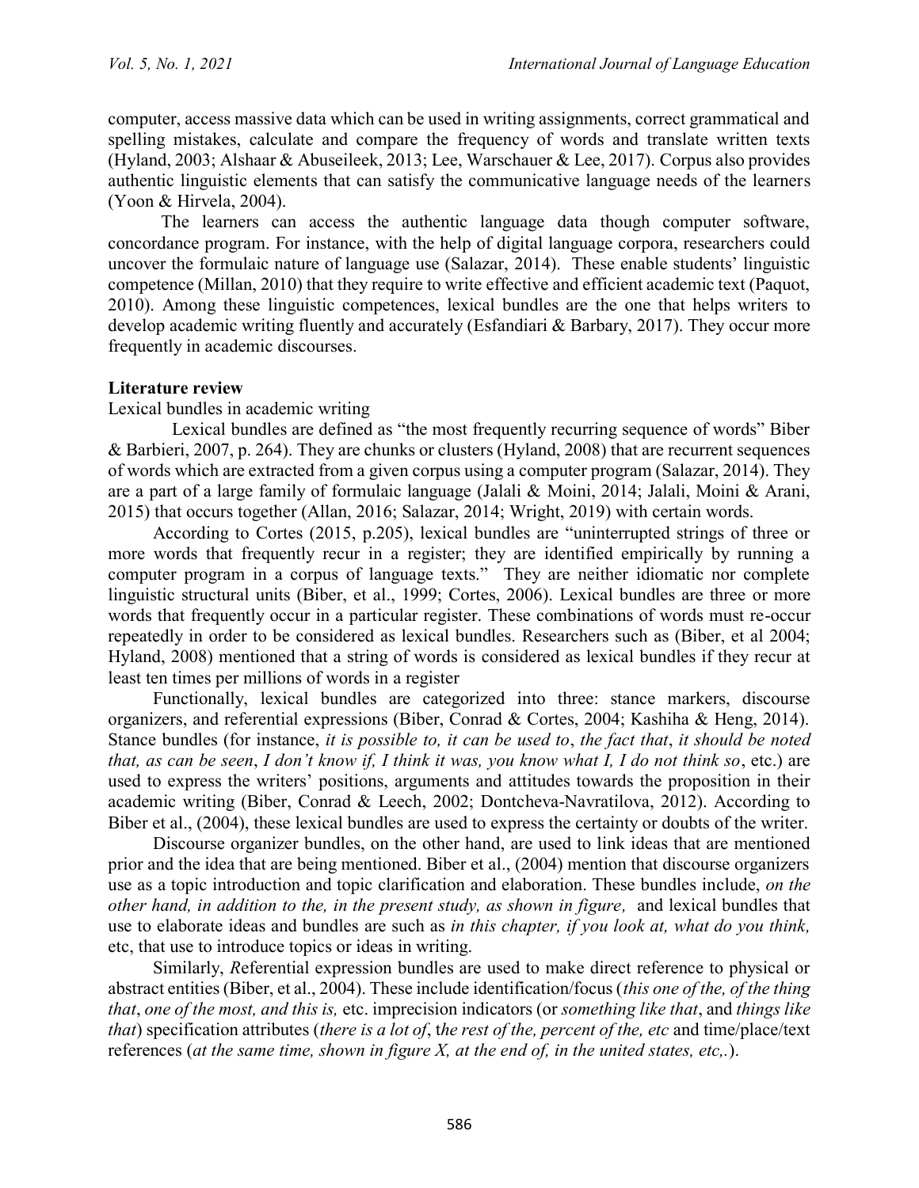computer, access massive data which can be used in writing assignments, correct grammatical and spelling mistakes, calculate and compare the frequency of words and translate written texts (Hyland, 2003; Alshaar & Abuseileek, 2013; Lee, Warschauer & Lee, 2017). Corpus also provides authentic linguistic elements that can satisfy the communicative language needs of the learners (Yoon & Hirvela, 2004).

The learners can access the authentic language data though computer software, concordance program. For instance, with the help of digital language corpora, researchers could uncover the formulaic nature of language use (Salazar, 2014). These enable students' linguistic competence (Millan, 2010) that they require to write effective and efficient academic text (Paquot, 2010). Among these linguistic competences, lexical bundles are the one that helps writers to develop academic writing fluently and accurately (Esfandiari & Barbary, 2017). They occur more frequently in academic discourses.

## Literature review

Lexical bundles in academic writing

Lexical bundles are defined as "the most frequently recurring sequence of words" Biber & Barbieri, 2007, p. 264). They are chunks or clusters (Hyland, 2008) that are recurrent sequences of words which are extracted from a given corpus using a computer program (Salazar, 2014). They are a part of a large family of formulaic language (Jalali & Moini, 2014; Jalali, Moini & Arani, 2015) that occurs together (Allan, 2016; Salazar, 2014; Wright, 2019) with certain words.

According to Cortes (2015, p.205), lexical bundles are "uninterrupted strings of three or more words that frequently recur in a register; they are identified empirically by running a computer program in a corpus of language texts." They are neither idiomatic nor complete linguistic structural units (Biber, et al., 1999; Cortes, 2006). Lexical bundles are three or more words that frequently occur in a particular register. These combinations of words must re-occur repeatedly in order to be considered as lexical bundles. Researchers such as (Biber, et al 2004; Hyland, 2008) mentioned that a string of words is considered as lexical bundles if they recur at least ten times per millions of words in a register

Functionally, lexical bundles are categorized into three: stance markers, discourse organizers, and referential expressions (Biber, Conrad & Cortes, 2004; Kashiha & Heng, 2014). Stance bundles (for instance, *it is possible to, it can be used to*, *the fact that*, *it should be noted that, as can be seen*, *I don't know if, I think it was, you know what I, I do not think so*, etc.) are used to express the writers' positions, arguments and attitudes towards the proposition in their academic writing (Biber, Conrad & Leech, 2002; Dontcheva-Navratilova, 2012). According to Biber et al., (2004), these lexical bundles are used to express the certainty or doubts of the writer.

Discourse organizer bundles, on the other hand, are used to link ideas that are mentioned prior and the idea that are being mentioned. Biber et al., (2004) mention that discourse organizers use as a topic introduction and topic clarification and elaboration. These bundles include, *on the other hand, in addition to the, in the present study, as shown in figure,* and lexical bundles that use to elaborate ideas and bundles are such as *in this chapter, if you look at, what do you think,* etc, that use to introduce topics or ideas in writing.

Similarly, *R*eferential expression bundles are used to make direct reference to physical or abstract entities (Biber, et al., 2004). These include identification/focus (*this one of the, of the thing that*, *one of the most, and this is,* etc. imprecision indicators (or *something like that*, and *things like that*) specification attributes (*there is a lot of*, t*he rest of the, percent of the, etc* and time/place/text references (*at the same time, shown in figure X, at the end of, in the united states, etc,.*).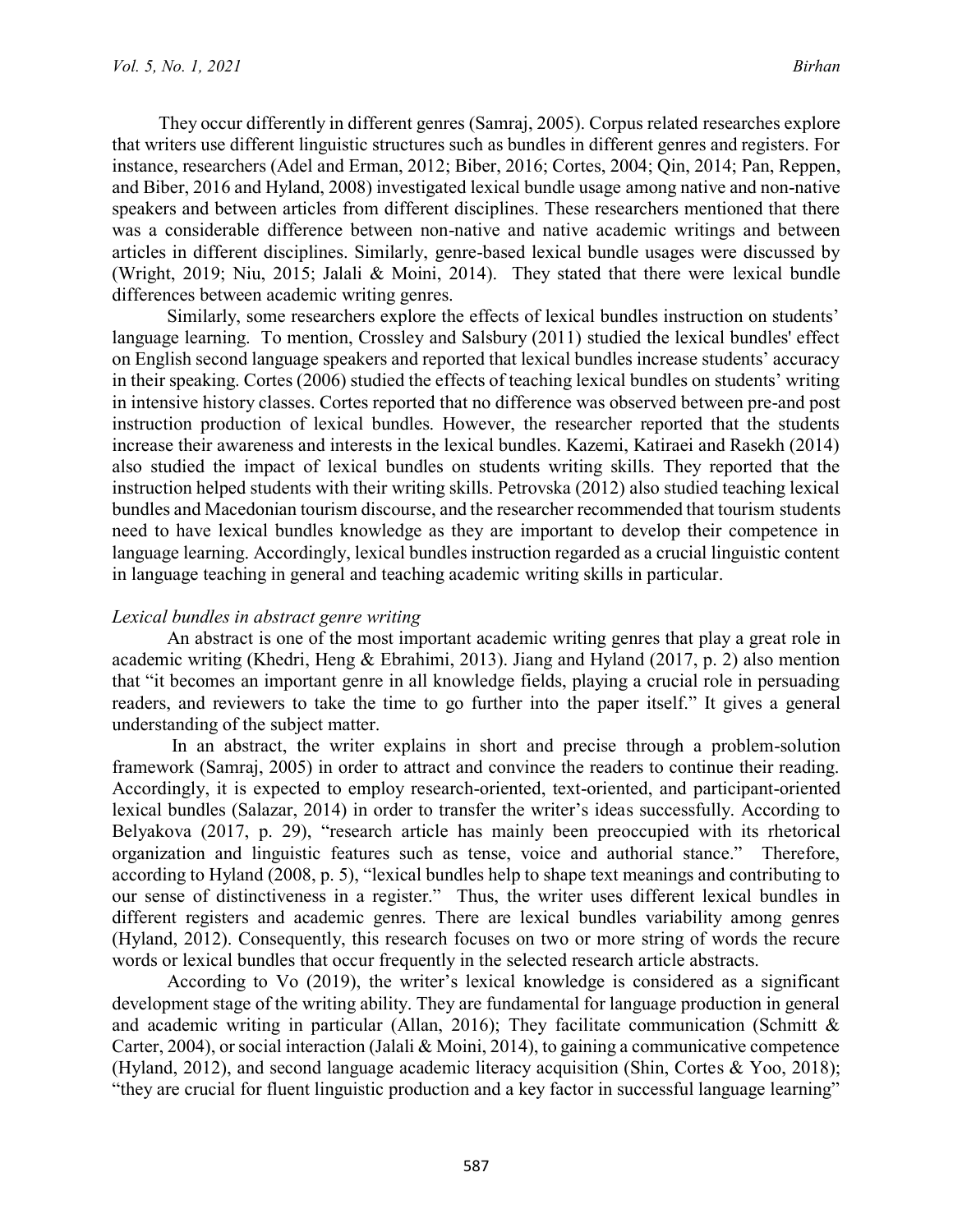They occur differently in different genres (Samraj, 2005). Corpus related researches explore that writers use different linguistic structures such as bundles in different genres and registers. For instance, researchers (Adel and Erman, 2012; Biber, 2016; Cortes, 2004; Qin, 2014; Pan, Reppen, and Biber, 2016 and Hyland, 2008) investigated lexical bundle usage among native and non-native speakers and between articles from different disciplines. These researchers mentioned that there was a considerable difference between non-native and native academic writings and between articles in different disciplines. Similarly, genre-based lexical bundle usages were discussed by (Wright, 2019; Niu, 2015; Jalali & Moini, 2014). They stated that there were lexical bundle differences between academic writing genres.

Similarly, some researchers explore the effects of lexical bundles instruction on students' language learning. To mention, Crossley and Salsbury (2011) studied the lexical bundles' effect on English second language speakers and reported that lexical bundles increase students' accuracy in their speaking. Cortes (2006) studied the effects of teaching lexical bundles on students' writing in intensive history classes. Cortes reported that no difference was observed between pre-and post instruction production of lexical bundles. However, the researcher reported that the students increase their awareness and interests in the lexical bundles. Kazemi, Katiraei and Rasekh (2014) also studied the impact of lexical bundles on students writing skills. They reported that the instruction helped students with their writing skills. Petrovska (2012) also studied teaching lexical bundles and Macedonian tourism discourse, and the researcher recommended that tourism students need to have lexical bundles knowledge as they are important to develop their competence in language learning. Accordingly, lexical bundles instruction regarded as a crucial linguistic content in language teaching in general and teaching academic writing skills in particular.

*Lexical bundles in abstract genre writing*

An abstract is one of the most important academic writing genres that play a great role in academic writing (Khedri, Heng & Ebrahimi, 2013). Jiang and Hyland (2017, p. 2) also mention that "it becomes an important genre in all knowledge fields, playing a crucial role in persuading readers, and reviewers to take the time to go further into the paper itself." It gives a general understanding of the subject matter.

In an abstract, the writer explains in short and precise through a problem-solution framework (Samraj, 2005) in order to attract and convince the readers to continue their reading. Accordingly, it is expected to employ research-oriented, text-oriented, and participant-oriented lexical bundles (Salazar, 2014) in order to transfer the writer's ideas successfully. According to Belyakova (2017, p. 29), "research article has mainly been preoccupied with its rhetorical organization and linguistic features such as tense, voice and authorial stance." Therefore, according to Hyland (2008, p. 5), "lexical bundles help to shape text meanings and contributing to our sense of distinctiveness in a register." Thus, the writer uses different lexical bundles in different registers and academic genres. There are lexical bundles variability among genres (Hyland, 2012). Consequently, this research focuses on two or more string of words the recure words or lexical bundles that occur frequently in the selected research article abstracts.

According to Vo (2019), the writer's lexical knowledge is considered as a significant development stage of the writing ability. They are fundamental for language production in general and academic writing in particular (Allan, 2016); They facilitate communication (Schmitt & Carter, 2004), or social interaction (Jalali & Moini, 2014), to gaining a communicative competence (Hyland, 2012), and second language academic literacy acquisition (Shin, Cortes & Yoo, 2018); "they are crucial for fluent linguistic production and a key factor in successful language learning"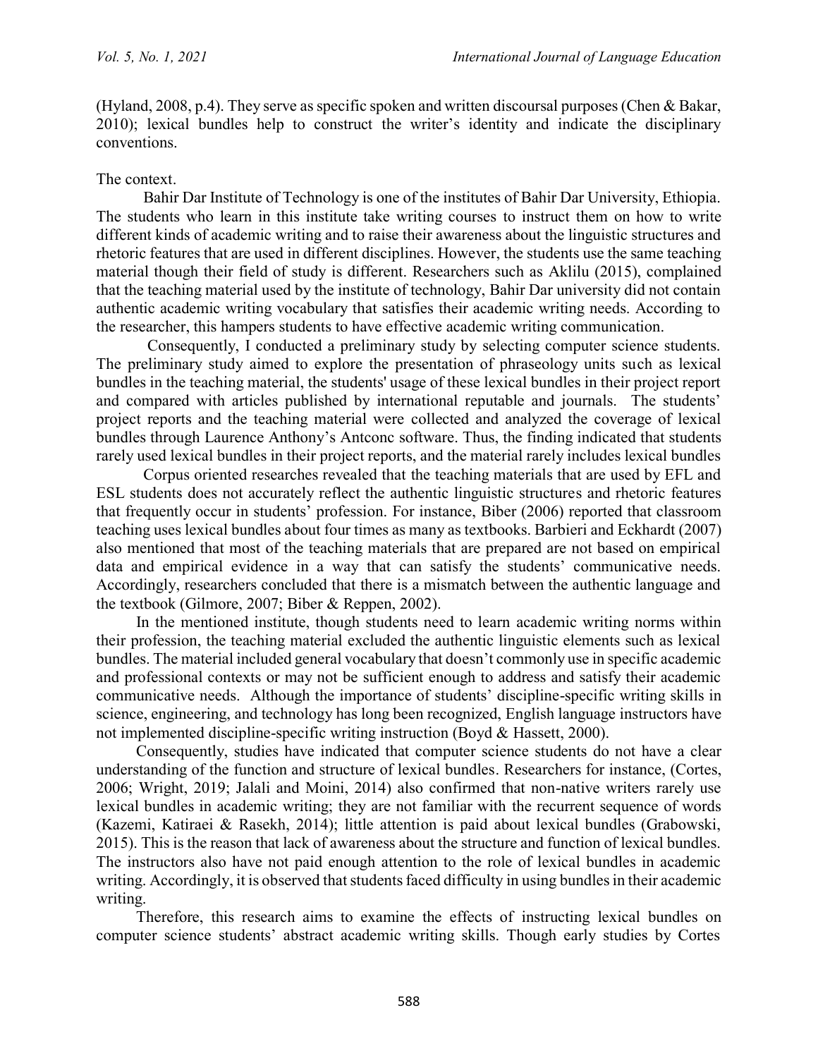(Hyland, 2008, p.4). They serve as specific spoken and written discoursal purposes (Chen & Bakar, 2010); lexical bundles help to construct the writer's identity and indicate the disciplinary conventions.

The context.

Bahir Dar Institute of Technology is one of the institutes of Bahir Dar University, Ethiopia. The students who learn in this institute take writing courses to instruct them on how to write different kinds of academic writing and to raise their awareness about the linguistic structures and rhetoric features that are used in different disciplines. However, the students use the same teaching material though their field of study is different. Researchers such as Aklilu (2015), complained that the teaching material used by the institute of technology, Bahir Dar university did not contain authentic academic writing vocabulary that satisfies their academic writing needs. According to the researcher, this hampers students to have effective academic writing communication.

Consequently, I conducted a preliminary study by selecting computer science students. The preliminary study aimed to explore the presentation of phraseology units such as lexical bundles in the teaching material, the students' usage of these lexical bundles in their project report and compared with articles published by international reputable and journals. The students' project reports and the teaching material were collected and analyzed the coverage of lexical bundles through Laurence Anthony's Antconc software. Thus, the finding indicated that students rarely used lexical bundles in their project reports, and the material rarely includes lexical bundles

Corpus oriented researches revealed that the teaching materials that are used by EFL and ESL students does not accurately reflect the authentic linguistic structures and rhetoric features that frequently occur in students' profession. For instance, Biber (2006) reported that classroom teaching uses lexical bundles about four times as many as textbooks. Barbieri and Eckhardt (2007) also mentioned that most of the teaching materials that are prepared are not based on empirical data and empirical evidence in a way that can satisfy the students' communicative needs. Accordingly, researchers concluded that there is a mismatch between the authentic language and the textbook (Gilmore, 2007; Biber & Reppen, 2002).

In the mentioned institute, though students need to learn academic writing norms within their profession, the teaching material excluded the authentic linguistic elements such as lexical bundles. The material included general vocabulary that doesn't commonly use in specific academic and professional contexts or may not be sufficient enough to address and satisfy their academic communicative needs. Although the importance of students' discipline-specific writing skills in science, engineering, and technology has long been recognized, English language instructors have not implemented discipline-specific writing instruction (Boyd & Hassett, 2000).

Consequently, studies have indicated that computer science students do not have a clear understanding of the function and structure of lexical bundles. Researchers for instance, (Cortes, 2006; Wright, 2019; Jalali and Moini, 2014) also confirmed that non-native writers rarely use lexical bundles in academic writing; they are not familiar with the recurrent sequence of words (Kazemi, Katiraei & Rasekh, 2014); little attention is paid about lexical bundles (Grabowski, 2015). This is the reason that lack of awareness about the structure and function of lexical bundles. The instructors also have not paid enough attention to the role of lexical bundles in academic writing. Accordingly, it is observed that students faced difficulty in using bundles in their academic writing.

Therefore, this research aims to examine the effects of instructing lexical bundles on computer science students' abstract academic writing skills. Though early studies by Cortes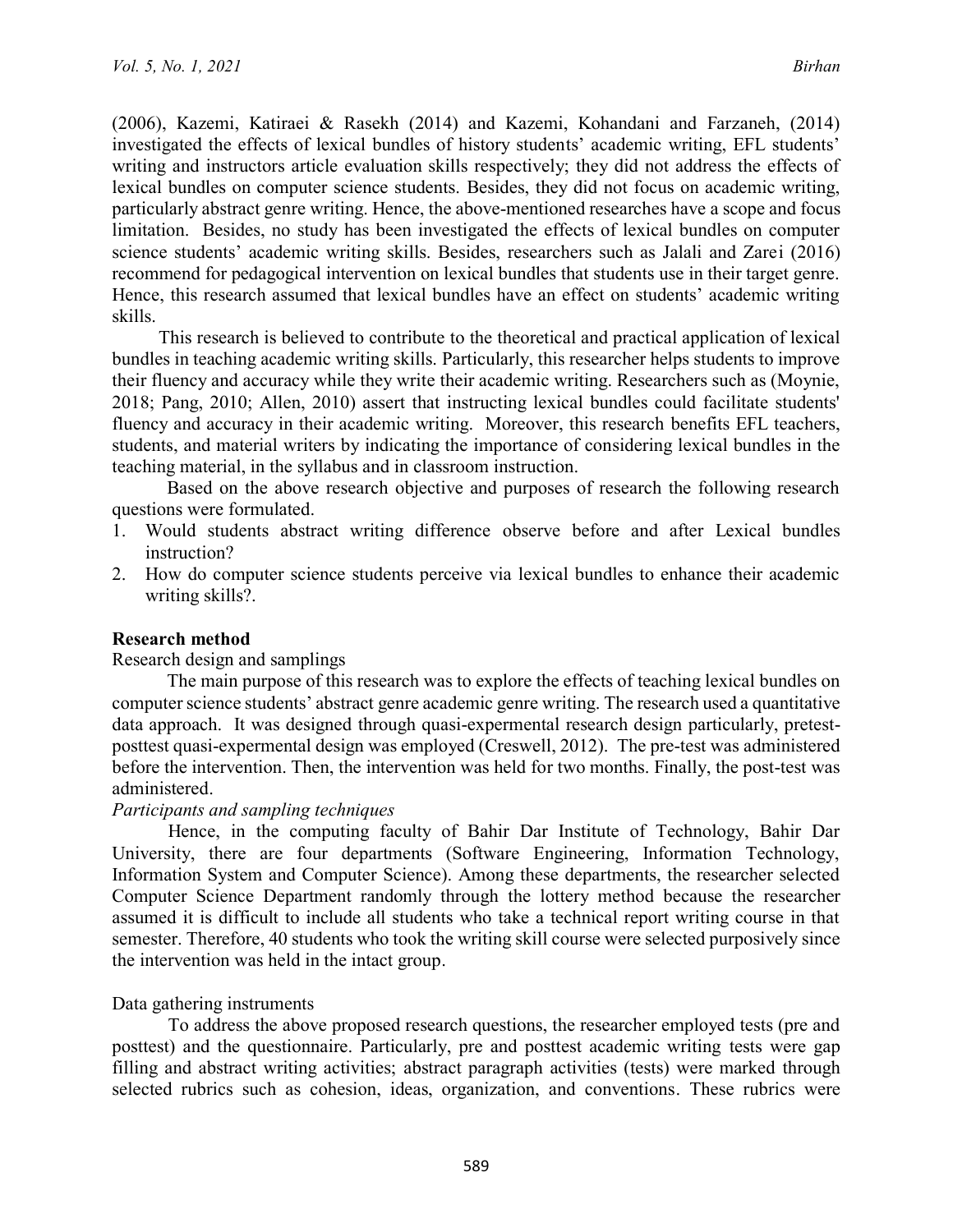(2006), Kazemi, Katiraei & Rasekh (2014) and Kazemi, Kohandani and Farzaneh, (2014) investigated the effects of lexical bundles of history students' academic writing, EFL students' writing and instructors article evaluation skills respectively; they did not address the effects of lexical bundles on computer science students. Besides, they did not focus on academic writing, particularly abstract genre writing. Hence, the above-mentioned researches have a scope and focus limitation. Besides, no study has been investigated the effects of lexical bundles on computer science students' academic writing skills. Besides, researchers such as Jalali and Zarei (2016) recommend for pedagogical intervention on lexical bundles that students use in their target genre. Hence, this research assumed that lexical bundles have an effect on students' academic writing skills.

This research is believed to contribute to the theoretical and practical application of lexical bundles in teaching academic writing skills. Particularly, this researcher helps students to improve their fluency and accuracy while they write their academic writing. Researchers such as (Moynie, 2018; Pang, 2010; Allen, 2010) assert that instructing lexical bundles could facilitate students' fluency and accuracy in their academic writing. Moreover, this research benefits EFL teachers, students, and material writers by indicating the importance of considering lexical bundles in the teaching material, in the syllabus and in classroom instruction.

Based on the above research objective and purposes of research the following research questions were formulated.

1. Would students abstract writing difference observe before and after Lexical bundles instruction?
2. How do computer science students perceive via lexical bundles to enhance their academic writing skills?.

## Research method

Research design and samplings

The main purpose of this research was to explore the effects of teaching lexical bundles on computer science students' abstract genre academic genre writing. The research used a quantitative data approach. It was designed through quasi-expermental research design particularly, pretest-posttest quasi-expermental design was employed (Creswell, 2012). The pre-test was administered before the intervention. Then, the intervention was held for two months. Finally, the post-test was administered.

*Participants and sampling techniques*

Hence, in the computing faculty of Bahir Dar Institute of Technology, Bahir Dar University, there are four departments (Software Engineering, Information Technology, Information System and Computer Science). Among these departments, the researcher selected Computer Science Department randomly through the lottery method because the researcher assumed it is difficult to include all students who take a technical report writing course in that semester. Therefore, 40 students who took the writing skill course were selected purposively since the intervention was held in the intact group.

Data gathering instruments

To address the above proposed research questions, the researcher employed tests (pre and posttest) and the questionnaire. Particularly, pre and posttest academic writing tests were gap filling and abstract writing activities; abstract paragraph activities (tests) were marked through selected rubrics such as cohesion, ideas, organization, and conventions. These rubrics were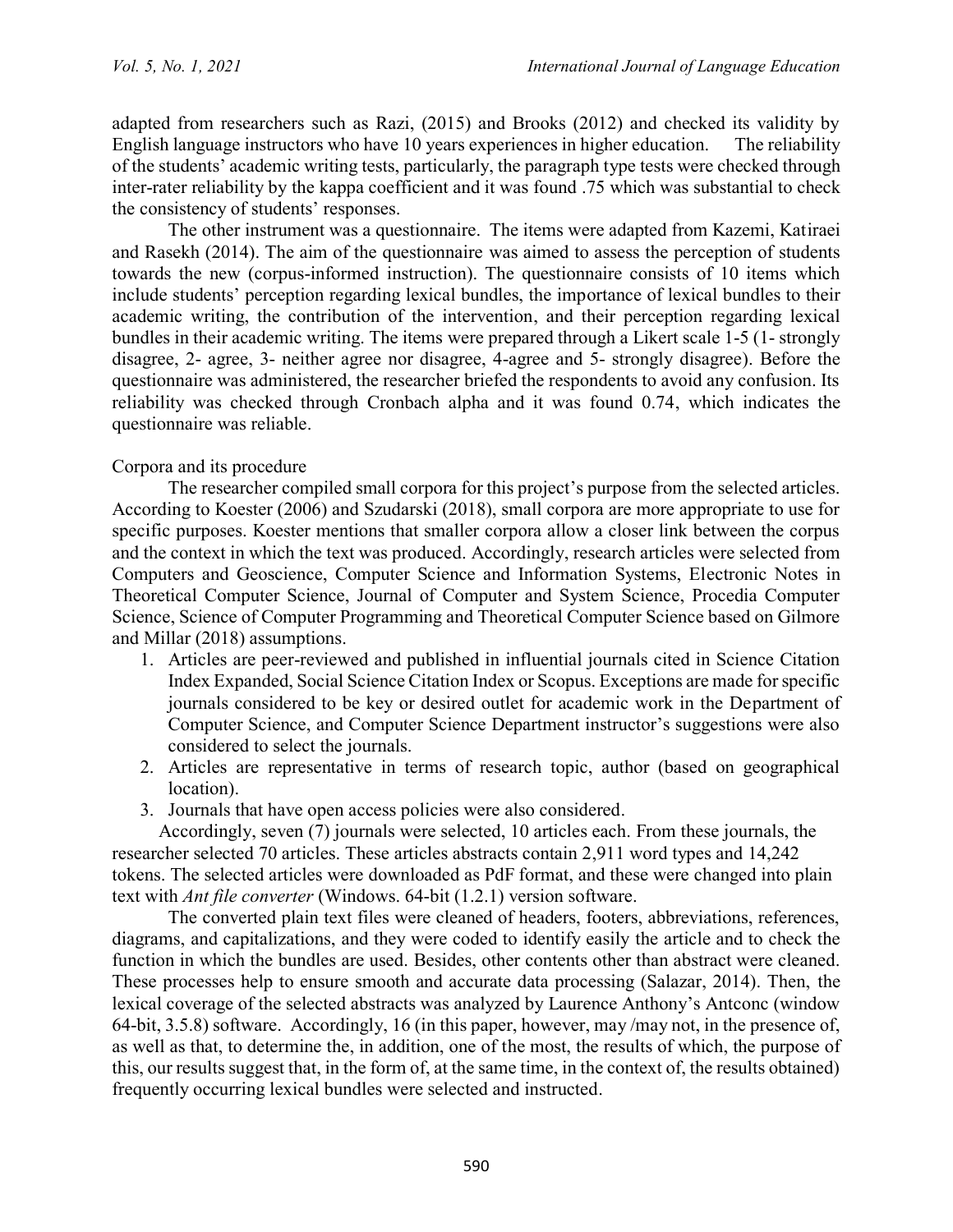adapted from researchers such as Razi, (2015) and Brooks (2012) and checked its validity by English language instructors who have 10 years experiences in higher education. The reliability of the students' academic writing tests, particularly, the paragraph type tests were checked through inter-rater reliability by the kappa coefficient and it was found .75 which was substantial to check the consistency of students' responses.

The other instrument was a questionnaire. The items were adapted from Kazemi, Katiraei and Rasekh (2014). The aim of the questionnaire was aimed to assess the perception of students towards the new (corpus-informed instruction). The questionnaire consists of 10 items which include students' perception regarding lexical bundles, the importance of lexical bundles to their academic writing, the contribution of the intervention, and their perception regarding lexical bundles in their academic writing. The items were prepared through a Likert scale 1-5 (1- strongly disagree, 2- agree, 3- neither agree nor disagree, 4-agree and 5- strongly disagree). Before the questionnaire was administered, the researcher briefed the respondents to avoid any confusion. Its reliability was checked through Cronbach alpha and it was found 0.74, which indicates the questionnaire was reliable.

Corpora and its procedure

The researcher compiled small corpora for this project's purpose from the selected articles. According to Koester (2006) and Szudarski (2018), small corpora are more appropriate to use for specific purposes. Koester mentions that smaller corpora allow a closer link between the corpus and the context in which the text was produced. Accordingly, research articles were selected from Computers and Geoscience, Computer Science and Information Systems, Electronic Notes in Theoretical Computer Science, Journal of Computer and System Science, Procedia Computer Science, Science of Computer Programming and Theoretical Computer Science based on Gilmore and Millar (2018) assumptions.

1. Articles are peer-reviewed and published in influential journals cited in Science Citation Index Expanded, Social Science Citation Index or Scopus. Exceptions are made for specific journals considered to be key or desired outlet for academic work in the Department of Computer Science, and Computer Science Department instructor's suggestions were also considered to select the journals.
2. Articles are representative in terms of research topic, author (based on geographical location).
3. Journals that have open access policies were also considered.

Accordingly, seven (7) journals were selected, 10 articles each. From these journals, the researcher selected 70 articles. These articles abstracts contain 2,911 word types and 14,242 tokens. The selected articles were downloaded as PdF format, and these were changed into plain text with *Ant file converter* (Windows. 64-bit (1.2.1) version software.

The converted plain text files were cleaned of headers, footers, abbreviations, references, diagrams, and capitalizations, and they were coded to identify easily the article and to check the function in which the bundles are used. Besides, other contents other than abstract were cleaned. These processes help to ensure smooth and accurate data processing (Salazar, 2014). Then, the lexical coverage of the selected abstracts was analyzed by Laurence Anthony's Antconc (window 64-bit, 3.5.8) software. Accordingly, 16 (in this paper, however, may /may not, in the presence of, as well as that, to determine the, in addition, one of the most, the results of which, the purpose of this, our results suggest that, in the form of, at the same time, in the context of, the results obtained) frequently occurring lexical bundles were selected and instructed.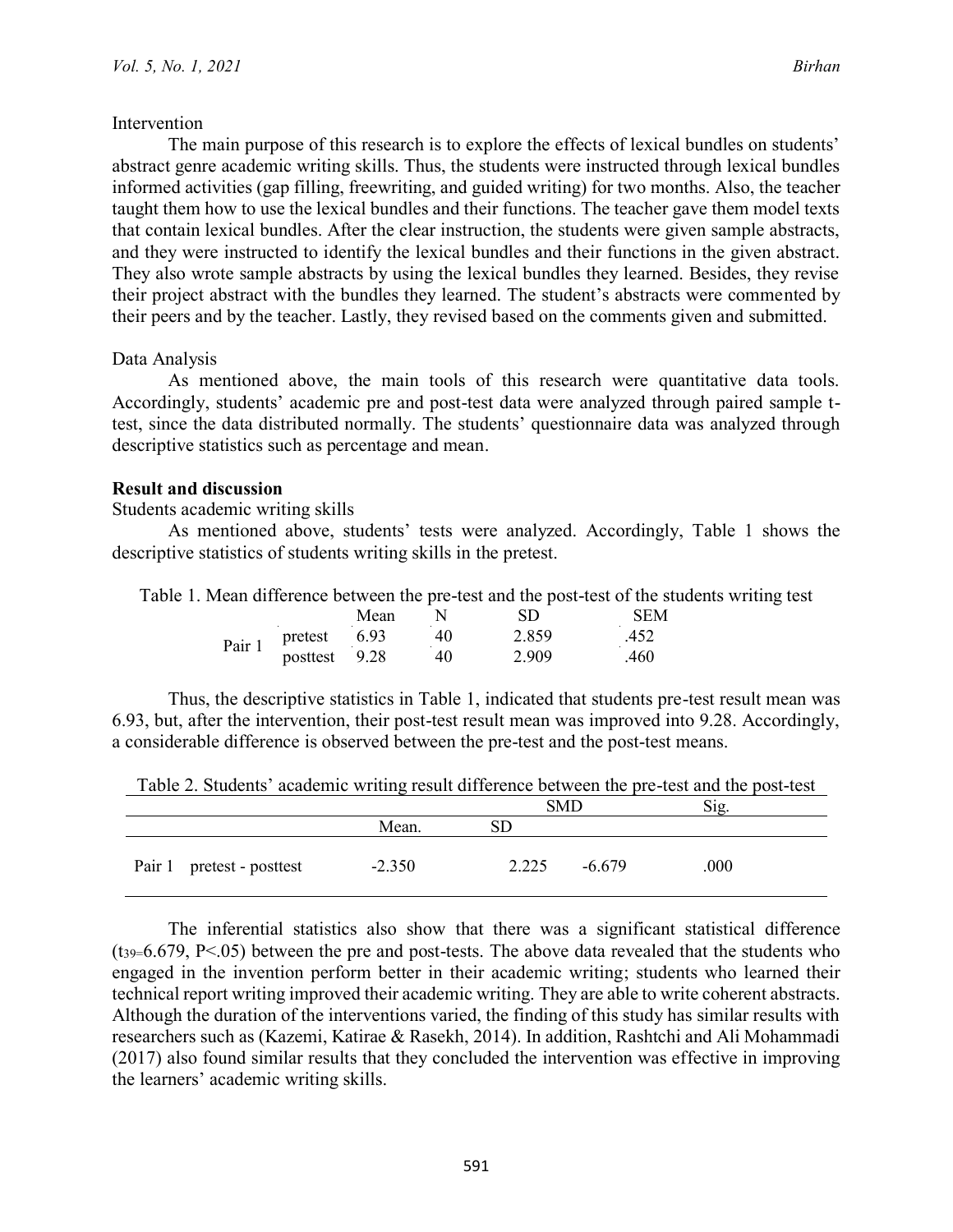Intervention

The main purpose of this research is to explore the effects of lexical bundles on students' abstract genre academic writing skills. Thus, the students were instructed through lexical bundles informed activities (gap filling, freewriting, and guided writing) for two months. Also, the teacher taught them how to use the lexical bundles and their functions. The teacher gave them model texts that contain lexical bundles. After the clear instruction, the students were given sample abstracts, and they were instructed to identify the lexical bundles and their functions in the given abstract. They also wrote sample abstracts by using the lexical bundles they learned. Besides, they revise their project abstract with the bundles they learned. The student's abstracts were commented by their peers and by the teacher. Lastly, they revised based on the comments given and submitted.

Data Analysis

As mentioned above, the main tools of this research were quantitative data tools. Accordingly, students' academic pre and post-test data were analyzed through paired sample t-test, since the data distributed normally. The students' questionnaire data was analyzed through descriptive statistics such as percentage and mean.

## Result and discussion

Students academic writing skills

As mentioned above, students' tests were analyzed. Accordingly, Table 1 shows the descriptive statistics of students writing skills in the pretest.

Table 1. Mean difference between the pre-test and the post-test of the students writing test

| | | Mean | N | SD | SEM |
|---|---|---|---|---|---|
| Pair 1 | pretest | 6.93 | 40 | 2.859 | .452 |
| | posttest | 9.28 | 40 | 2.909 | .460 |

Thus, the descriptive statistics in Table 1, indicated that students pre-test result mean was 6.93, but, after the intervention, their post-test result mean was improved into 9.28. Accordingly, a considerable difference is observed between the pre-test and the post-test means.

Table 2. Students' academic writing result difference between the pre-test and the post-test

| | | | SMD | | Sig. |
|---|---|---|---|---|---|
| | | Mean. | SD | | |
| Pair 1 | pretest - posttest | -2.350 | 2.225 | -6.679 | .000 |

The inferential statistics also show that there was a significant statistical difference ($t_{39}$=6.679, $P<.05$) between the pre and post-tests. The above data revealed that the students who engaged in the invention perform better in their academic writing; students who learned their technical report writing improved their academic writing. They are able to write coherent abstracts. Although the duration of the interventions varied, the finding of this study has similar results with researchers such as (Kazemi, Katirae & Rasekh, 2014). In addition, Rashtchi and Ali Mohammadi (2017) also found similar results that they concluded the intervention was effective in improving the learners' academic writing skills.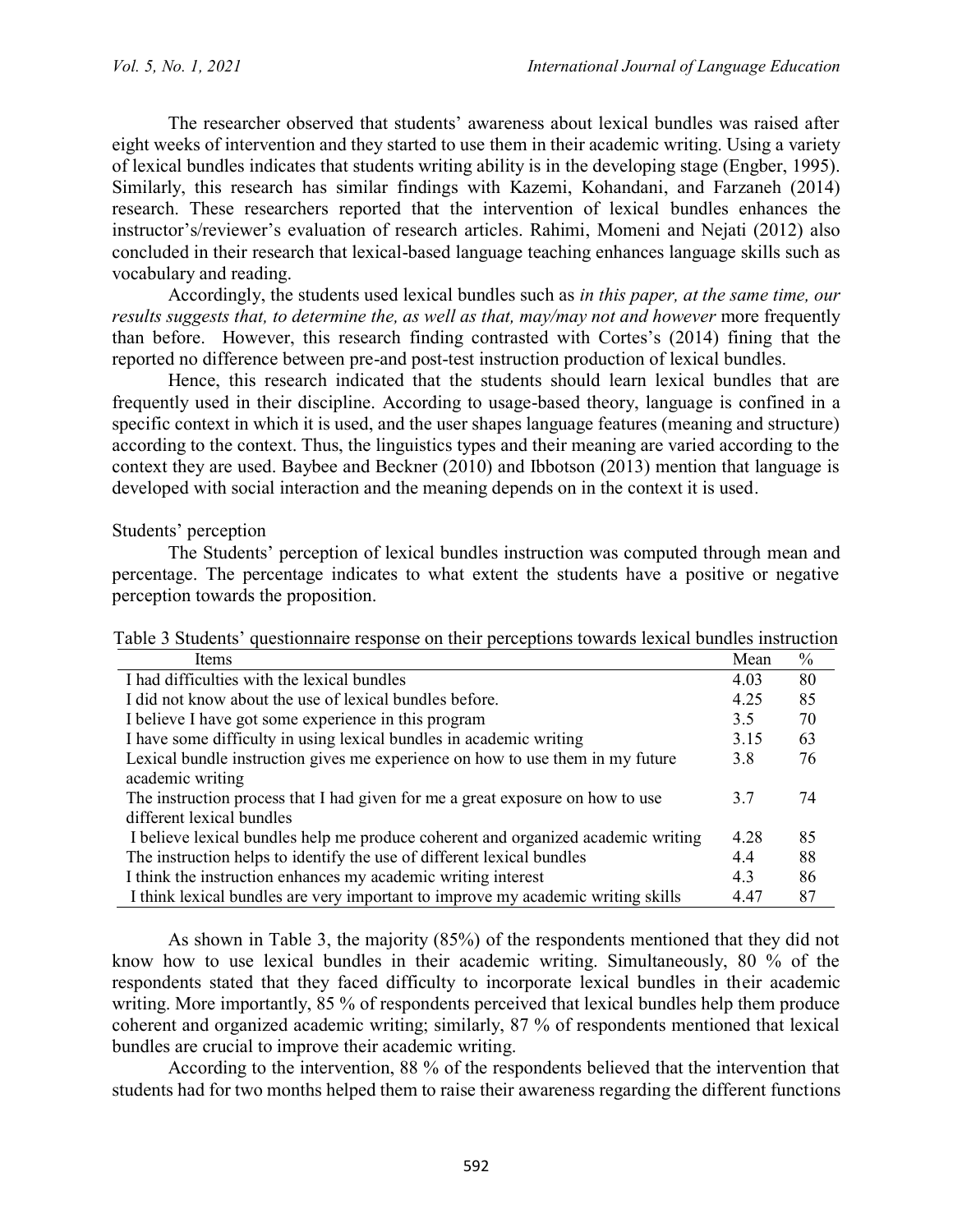The researcher observed that students' awareness about lexical bundles was raised after eight weeks of intervention and they started to use them in their academic writing. Using a variety of lexical bundles indicates that students writing ability is in the developing stage (Engber, 1995). Similarly, this research has similar findings with Kazemi, Kohandani, and Farzaneh (2014) research. These researchers reported that the intervention of lexical bundles enhances the instructor's/reviewer's evaluation of research articles. Rahimi, Momeni and Nejati (2012) also concluded in their research that lexical-based language teaching enhances language skills such as vocabulary and reading.

Accordingly, the students used lexical bundles such as *in this paper, at the same time, our results suggests that, to determine the, as well as that, may/may not and however* more frequently than before. However, this research finding contrasted with Cortes's (2014) fining that the reported no difference between pre-and post-test instruction production of lexical bundles.

Hence, this research indicated that the students should learn lexical bundles that are frequently used in their discipline. According to usage-based theory, language is confined in a specific context in which it is used, and the user shapes language features (meaning and structure) according to the context. Thus, the linguistics types and their meaning are varied according to the context they are used. Baybee and Beckner (2010) and Ibbotson (2013) mention that language is developed with social interaction and the meaning depends on in the context it is used.

Students' perception

The Students' perception of lexical bundles instruction was computed through mean and percentage. The percentage indicates to what extent the students have a positive or negative perception towards the proposition.

Table 3 Students' questionnaire response on their perceptions towards lexical bundles instruction

| Items | Mean | % |
|---|---|---|
| I had difficulties with the lexical bundles | 4.03 | 80 |
| I did not know about the use of lexical bundles before. | 4.25 | 85 |
| I believe I have got some experience in this program | 3.5 | 70 |
| I have some difficulty in using lexical bundles in academic writing | 3.15 | 63 |
| Lexical bundle instruction gives me experience on how to use them in my future academic writing | 3.8 | 76 |
| The instruction process that I had given for me a great exposure on how to use different lexical bundles | 3.7 | 74 |
| I believe lexical bundles help me produce coherent and organized academic writing | 4.28 | 85 |
| The instruction helps to identify the use of different lexical bundles | 4.4 | 88 |
| I think the instruction enhances my academic writing interest | 4.3 | 86 |
| I think lexical bundles are very important to improve my academic writing skills | 4.47 | 87 |

As shown in Table 3, the majority (85%) of the respondents mentioned that they did not know how to use lexical bundles in their academic writing. Simultaneously, 80 % of the respondents stated that they faced difficulty to incorporate lexical bundles in their academic writing. More importantly, 85 % of respondents perceived that lexical bundles help them produce coherent and organized academic writing; similarly, 87 % of respondents mentioned that lexical bundles are crucial to improve their academic writing.

According to the intervention, 88 % of the respondents believed that the intervention that students had for two months helped them to raise their awareness regarding the different functions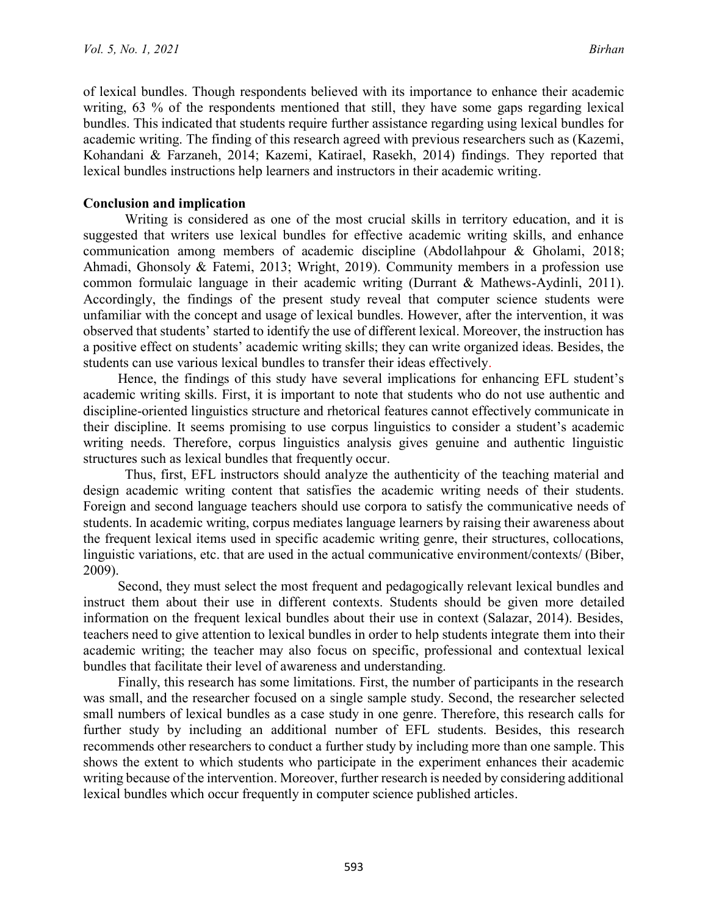of lexical bundles. Though respondents believed with its importance to enhance their academic writing, 63 % of the respondents mentioned that still, they have some gaps regarding lexical bundles. This indicated that students require further assistance regarding using lexical bundles for academic writing. The finding of this research agreed with previous researchers such as (Kazemi, Kohandani & Farzaneh, 2014; Kazemi, Katirael, Rasekh, 2014) findings. They reported that lexical bundles instructions help learners and instructors in their academic writing.

## Conclusion and implication

Writing is considered as one of the most crucial skills in territory education, and it is suggested that writers use lexical bundles for effective academic writing skills, and enhance communication among members of academic discipline (Abdollahpour & Gholami, 2018; Ahmadi, Ghonsoly & Fatemi, 2013; Wright, 2019). Community members in a profession use common formulaic language in their academic writing (Durrant & Mathews-Aydinli, 2011). Accordingly, the findings of the present study reveal that computer science students were unfamiliar with the concept and usage of lexical bundles. However, after the intervention, it was observed that students' started to identify the use of different lexical. Moreover, the instruction has a positive effect on students' academic writing skills; they can write organized ideas. Besides, the students can use various lexical bundles to transfer their ideas effectively.

Hence, the findings of this study have several implications for enhancing EFL student's academic writing skills. First, it is important to note that students who do not use authentic and discipline-oriented linguistics structure and rhetorical features cannot effectively communicate in their discipline. It seems promising to use corpus linguistics to consider a student's academic writing needs. Therefore, corpus linguistics analysis gives genuine and authentic linguistic structures such as lexical bundles that frequently occur.

Thus, first, EFL instructors should analyze the authenticity of the teaching material and design academic writing content that satisfies the academic writing needs of their students. Foreign and second language teachers should use corpora to satisfy the communicative needs of students. In academic writing, corpus mediates language learners by raising their awareness about the frequent lexical items used in specific academic writing genre, their structures, collocations, linguistic variations, etc. that are used in the actual communicative environment/contexts/ (Biber, 2009).

Second, they must select the most frequent and pedagogically relevant lexical bundles and instruct them about their use in different contexts. Students should be given more detailed information on the frequent lexical bundles about their use in context (Salazar, 2014). Besides, teachers need to give attention to lexical bundles in order to help students integrate them into their academic writing; the teacher may also focus on specific, professional and contextual lexical bundles that facilitate their level of awareness and understanding.

Finally, this research has some limitations. First, the number of participants in the research was small, and the researcher focused on a single sample study. Second, the researcher selected small numbers of lexical bundles as a case study in one genre. Therefore, this research calls for further study by including an additional number of EFL students. Besides, this research recommends other researchers to conduct a further study by including more than one sample. This shows the extent to which students who participate in the experiment enhances their academic writing because of the intervention. Moreover, further research is needed by considering additional lexical bundles which occur frequently in computer science published articles.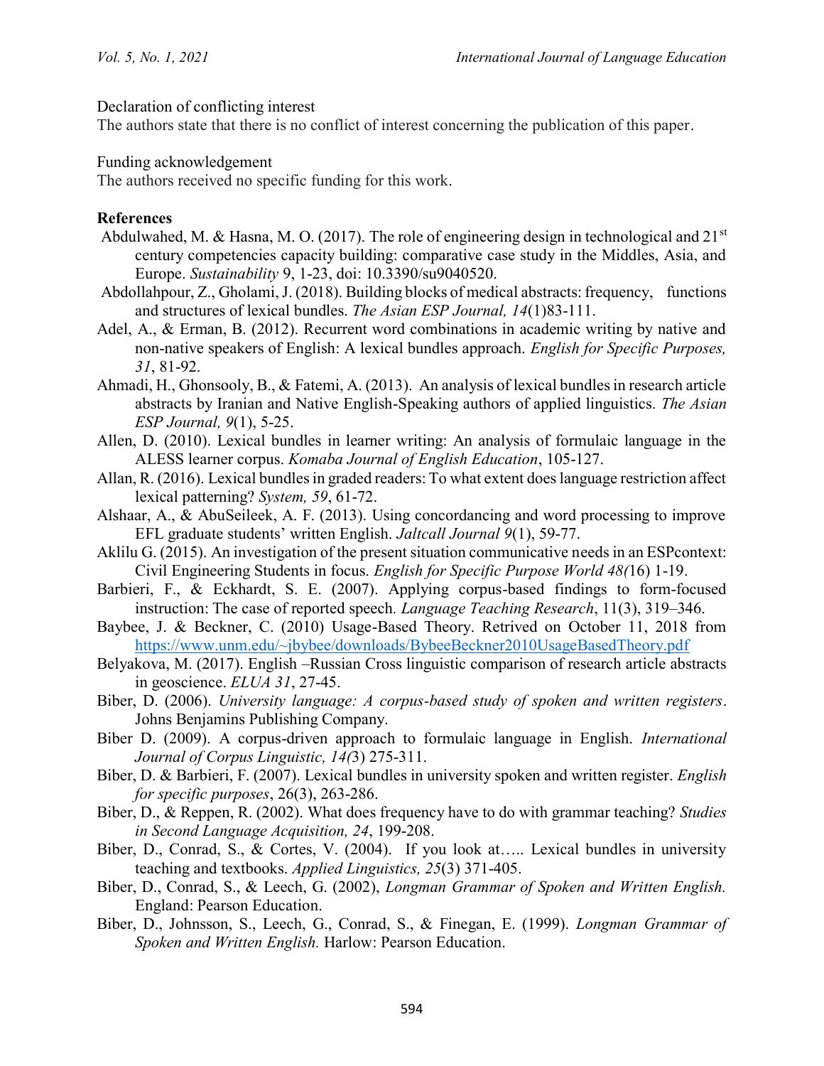Declaration of conflicting interest

The authors state that there is no conflict of interest concerning the publication of this paper.

Funding acknowledgement

The authors received no specific funding for this work.

**References**

Abdulwahed, M. & Hasna, M. O. (2017). The role of engineering design in technological and 21st century competencies capacity building: comparative case study in the Middles, Asia, and Europe. *Sustainability* 9, 1-23, doi: 10.3390/su9040520.

Abdollahpour, Z., Gholami, J. (2018). Building blocks of medical abstracts: frequency, functions and structures of lexical bundles. *The Asian ESP Journal, 14*(1)83-111.

Adel, A., & Erman, B. (2012). Recurrent word combinations in academic writing by native and non-native speakers of English: A lexical bundles approach. *English for Specific Purposes, 31*, 81-92.

Ahmadi, H., Ghonsooly, B., & Fatemi, A. (2013). An analysis of lexical bundles in research article abstracts by Iranian and Native English-Speaking authors of applied linguistics. *The Asian ESP Journal, 9*(1), 5-25.

Allen, D. (2010). Lexical bundles in learner writing: An analysis of formulaic language in the ALESS learner corpus. *Komaba Journal of English Education*, 105-127.

Allan, R. (2016). Lexical bundles in graded readers: To what extent does language restriction affect lexical patterning? *System, 59*, 61-72.

Alshaar, A., & AbuSeileek, A. F. (2013). Using concordancing and word processing to improve EFL graduate students' written English. *Jaltcall Journal 9*(1), 59-77.

Aklilu G. (2015). An investigation of the present situation communicative needs in an ESPcontext: Civil Engineering Students in focus. *English for Specific Purpose World 48(*16) 1-19.

Barbieri, F., & Eckhardt, S. E. (2007). Applying corpus-based findings to form-focused instruction: The case of reported speech. *Language Teaching Research*, 11(3), 319–346.

Baybee, J. & Beckner, C. (2010) Usage-Based Theory. Retrived on October 11, 2018 from https://www.unm.edu/~jbybee/downloads/BybeeBeckner2010UsageBasedTheory.pdf

Belyakova, M. (2017). English –Russian Cross linguistic comparison of research article abstracts in geoscience. *ELUA 31*, 27-45.

Biber, D. (2006). *University language: A corpus-based study of spoken and written registers*. Johns Benjamins Publishing Company.

Biber D. (2009). A corpus-driven approach to formulaic language in English. *International Journal of Corpus Linguistic, 14(*3) 275-311.

Biber, D. & Barbieri, F. (2007). Lexical bundles in university spoken and written register. *English for specific purposes*, 26(3), 263-286.

Biber, D., & Reppen, R. (2002). What does frequency have to do with grammar teaching? *Studies in Second Language Acquisition, 24*, 199-208.

Biber, D., Conrad, S., & Cortes, V. (2004). If you look at….. Lexical bundles in university teaching and textbooks. *Applied Linguistics, 25*(3) 371-405.

Biber, D., Conrad, S., & Leech, G. (2002), *Longman Grammar of Spoken and Written English.* England: Pearson Education.

Biber, D., Johnsson, S., Leech, G., Conrad, S., & Finegan, E. (1999). *Longman Grammar of Spoken and Written English.* Harlow: Pearson Education.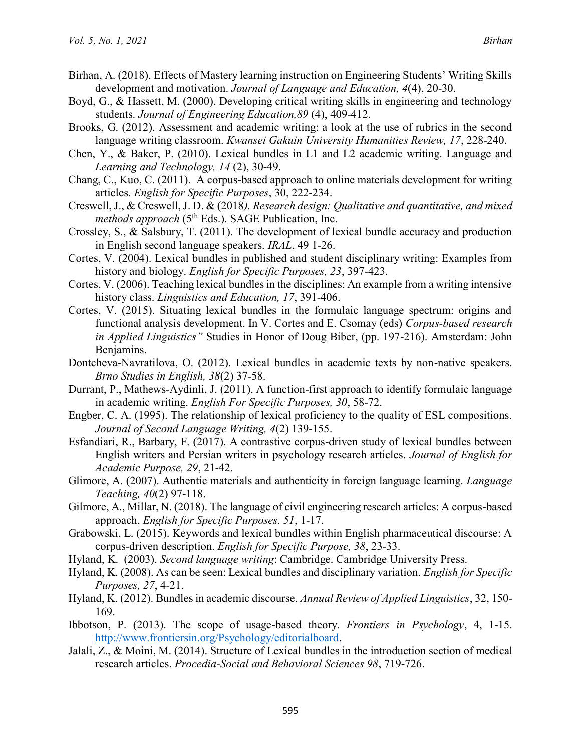Birhan, A. (2018). Effects of Mastery learning instruction on Engineering Students' Writing Skills development and motivation. *Journal of Language and Education, 4*(4), 20-30.

Boyd, G., & Hassett, M. (2000). Developing critical writing skills in engineering and technology students. *Journal of Engineering Education,89* (4), 409-412.

Brooks, G. (2012). Assessment and academic writing: a look at the use of rubrics in the second language writing classroom. *Kwansei Gakuin University Humanities Review, 17*, 228-240.

Chen, Y., & Baker, P. (2010). Lexical bundles in L1 and L2 academic writing. Language and *Learning and Technology, 14* (2), 30-49.

Chang, C., Kuo, C. (2011). A corpus-based approach to online materials development for writing articles. *English for Specific Purposes*, 30, 222-234.

Creswell, J., & Creswell, J. D. & (2018*). Research design: Qualitative and quantitative, and mixed methods approach* (5th Eds.). SAGE Publication, Inc.

Crossley, S., & Salsbury, T. (2011). The development of lexical bundle accuracy and production in English second language speakers. *IRAL*, 49 1-26.

Cortes, V. (2004). Lexical bundles in published and student disciplinary writing: Examples from history and biology. *English for Specific Purposes, 23*, 397-423.

Cortes, V. (2006). Teaching lexical bundles in the disciplines: An example from a writing intensive history class. *Linguistics and Education, 17*, 391-406.

Cortes, V. (2015). Situating lexical bundles in the formulaic language spectrum: origins and functional analysis development. In V. Cortes and E. Csomay (eds) *Corpus-based research in Applied Linguistics"* Studies in Honor of Doug Biber, (pp. 197-216). Amsterdam: John Benjamins.

Dontcheva-Navratilova, O. (2012). Lexical bundles in academic texts by non-native speakers. *Brno Studies in English, 38*(2) 37-58.

Durrant, P., Mathews-Aydinli, J. (2011). A function-first approach to identify formulaic language in academic writing. *English For Specific Purposes, 30*, 58-72.

Engber, C. A. (1995). The relationship of lexical proficiency to the quality of ESL compositions. *Journal of Second Language Writing, 4*(2) 139-155.

Esfandiari, R., Barbary, F. (2017). A contrastive corpus-driven study of lexical bundles between English writers and Persian writers in psychology research articles. *Journal of English for Academic Purpose, 29*, 21-42.

Glimore, A. (2007). Authentic materials and authenticity in foreign language learning. *Language Teaching, 40*(2) 97-118.

Gilmore, A., Millar, N. (2018). The language of civil engineering research articles: A corpus-based approach, *English for Specific Purposes. 51*, 1-17.

Grabowski, L. (2015). Keywords and lexical bundles within English pharmaceutical discourse: A corpus-driven description. *English for Specific Purpose, 38*, 23-33.

Hyland, K. (2003). *Second language writing*: Cambridge. Cambridge University Press.

Hyland, K. (2008). As can be seen: Lexical bundles and disciplinary variation. *English for Specific Purposes, 27*, 4-21.

Hyland, K. (2012). Bundles in academic discourse. *Annual Review of Applied Linguistics*, 32, 150-169.

Ibbotson, P. (2013). The scope of usage-based theory. *Frontiers in Psychology*, 4, 1-15. http://www.frontiersin.org/Psychology/editorialboard.

Jalali, Z., & Moini, M. (2014). Structure of Lexical bundles in the introduction section of medical research articles. *Procedia-Social and Behavioral Sciences 98*, 719-726.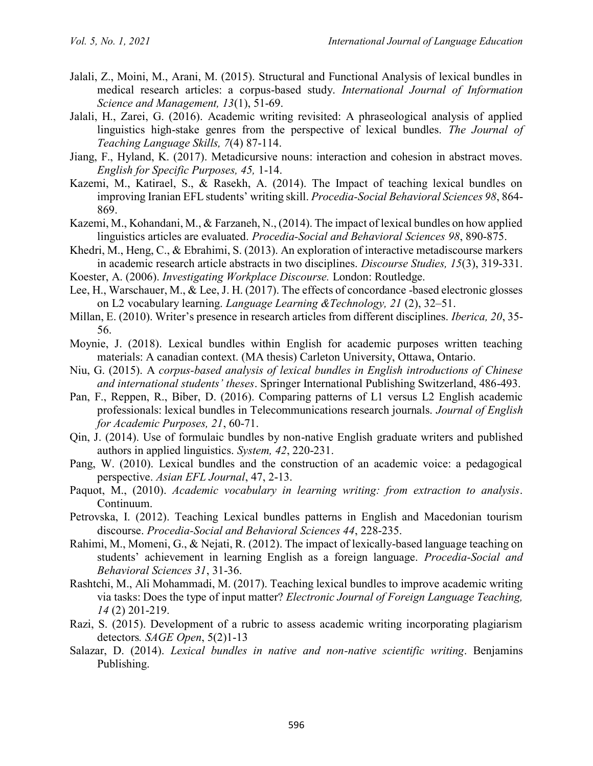Jalali, Z., Moini, M., Arani, M. (2015). Structural and Functional Analysis of lexical bundles in medical research articles: a corpus-based study. *International Journal of Information Science and Management, 13*(1), 51-69.

Jalali, H., Zarei, G. (2016). Academic writing revisited: A phraseological analysis of applied linguistics high-stake genres from the perspective of lexical bundles. *The Journal of Teaching Language Skills, 7*(4) 87-114.

Jiang, F., Hyland, K. (2017). Metadicursive nouns: interaction and cohesion in abstract moves. *English for Specific Purposes, 45,* 1-14.

Kazemi, M., Katirael, S., & Rasekh, A. (2014). The Impact of teaching lexical bundles on improving Iranian EFL students' writing skill. *Procedia-Social Behavioral Sciences 98*, 864-869.

Kazemi, M., Kohandani, M., & Farzaneh, N., (2014). The impact of lexical bundles on how applied linguistics articles are evaluated. *Procedia-Social and Behavioral Sciences 98*, 890-875.

Khedri, M., Heng, C., & Ebrahimi, S. (2013). An exploration of interactive metadiscourse markers in academic research article abstracts in two disciplines. *Discourse Studies, 15*(3), 319-331.

Koester, A. (2006). *Investigating Workplace Discourse.* London: Routledge.

Lee, H., Warschauer, M., & Lee, J. H. (2017). The effects of concordance -based electronic glosses on L2 vocabulary learning. *Language Learning &Technology, 21* (2), 32–51.

Millan, E. (2010). Writer's presence in research articles from different disciplines. *Iberica, 20*, 35-56.

Moynie, J. (2018). Lexical bundles within English for academic purposes written teaching materials: A canadian context. (MA thesis) Carleton University, Ottawa, Ontario.

Niu, G. (2015). A *corpus-based analysis of lexical bundles in English introductions of Chinese and international students' theses*. Springer International Publishing Switzerland, 486-493.

Pan, F., Reppen, R., Biber, D. (2016). Comparing patterns of L1 versus L2 English academic professionals: lexical bundles in Telecommunications research journals. *Journal of English for Academic Purposes, 21*, 60-71.

Qin, J. (2014). Use of formulaic bundles by non-native English graduate writers and published authors in applied linguistics. *System, 42*, 220-231.

Pang, W. (2010). Lexical bundles and the construction of an academic voice: a pedagogical perspective. *Asian EFL Journal*, 47, 2-13.

Paquot, M., (2010). *Academic vocabulary in learning writing: from extraction to analysis*. Continuum.

Petrovska, I. (2012). Teaching Lexical bundles patterns in English and Macedonian tourism discourse. *Procedia-Social and Behavioral Sciences 44*, 228-235.

Rahimi, M., Momeni, G., & Nejati, R. (2012). The impact of lexically-based language teaching on students' achievement in learning English as a foreign language. *Procedia-Social and Behavioral Sciences 31*, 31-36.

Rashtchi, M., Ali Mohammadi, M. (2017). Teaching lexical bundles to improve academic writing via tasks: Does the type of input matter? *Electronic Journal of Foreign Language Teaching, 14* (2) 201-219.

Razi, S. (2015). Development of a rubric to assess academic writing incorporating plagiarism detectors*. SAGE Open*, 5(2)1-13

Salazar, D. (2014). *Lexical bundles in native and non-native scientific writing*. Benjamins Publishing.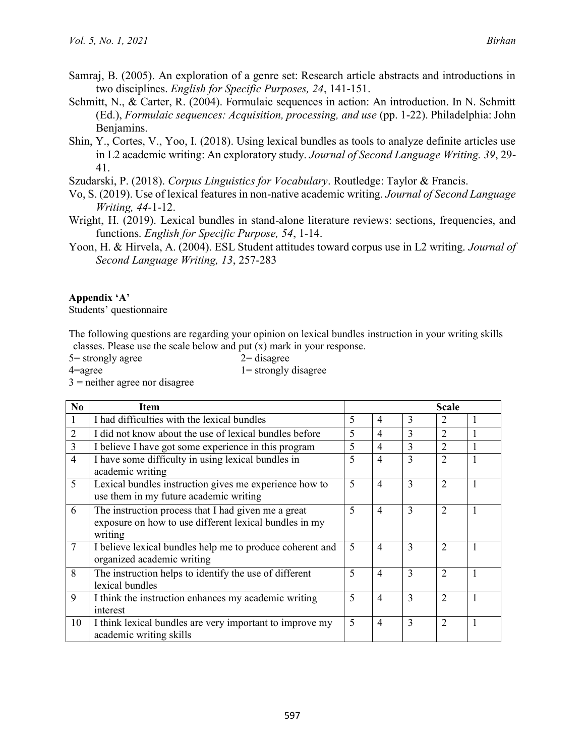Samraj, B. (2005). An exploration of a genre set: Research article abstracts and introductions in two disciplines. *English for Specific Purposes, 24*, 141-151.

Schmitt, N., & Carter, R. (2004). Formulaic sequences in action: An introduction. In N. Schmitt (Ed.), *Formulaic sequences: Acquisition, processing, and use* (pp. 1-22). Philadelphia: John Benjamins.

Shin, Y., Cortes, V., Yoo, I. (2018). Using lexical bundles as tools to analyze definite articles use in L2 academic writing: An exploratory study. *Journal of Second Language Writing. 39*, 29-41.

Szudarski, P. (2018). *Corpus Linguistics for Vocabulary*. Routledge: Taylor & Francis.

Vo, S. (2019). Use of lexical features in non-native academic writing. *Journal of Second Language Writing, 44*-1-12.

Wright, H. (2019). Lexical bundles in stand-alone literature reviews: sections, frequencies, and functions. *English for Specific Purpose, 54*, 1-14.

Yoon, H. & Hirvela, A. (2004). ESL Student attitudes toward corpus use in L2 writing. *Journal of Second Language Writing, 13*, 257-283

**Appendix 'A'**

Students' questionnaire

The following questions are regarding your opinion on lexical bundles instruction in your writing skills classes. Please use the scale below and put (x) mark in your response.

5= strongly agree
4=agree
3 = neither agree nor disagree
2= disagree
1= strongly disagree

| No | Item | Scale | | | | |
|---|---|---|---|---|---|---|
| 1 | I had difficulties with the lexical bundles | 5 | 4 | 3 | 2 | 1 |
| 2 | I did not know about the use of lexical bundles before | 5 | 4 | 3 | 2 | 1 |
| 3 | I believe I have got some experience in this program | 5 | 4 | 3 | 2 | 1 |
| 4 | I have some difficulty in using lexical bundles in academic writing | 5 | 4 | 3 | 2 | 1 |
| 5 | Lexical bundles instruction gives me experience how to use them in my future academic writing | 5 | 4 | 3 | 2 | 1 |
| 6 | The instruction process that I had given me a great exposure on how to use different lexical bundles in my writing | 5 | 4 | 3 | 2 | 1 |
| 7 | I believe lexical bundles help me to produce coherent and organized academic writing | 5 | 4 | 3 | 2 | 1 |
| 8 | The instruction helps to identify the use of different lexical bundles | 5 | 4 | 3 | 2 | 1 |
| 9 | I think the instruction enhances my academic writing interest | 5 | 4 | 3 | 2 | 1 |
| 10 | I think lexical bundles are very important to improve my academic writing skills | 5 | 4 | 3 | 2 | 1 |